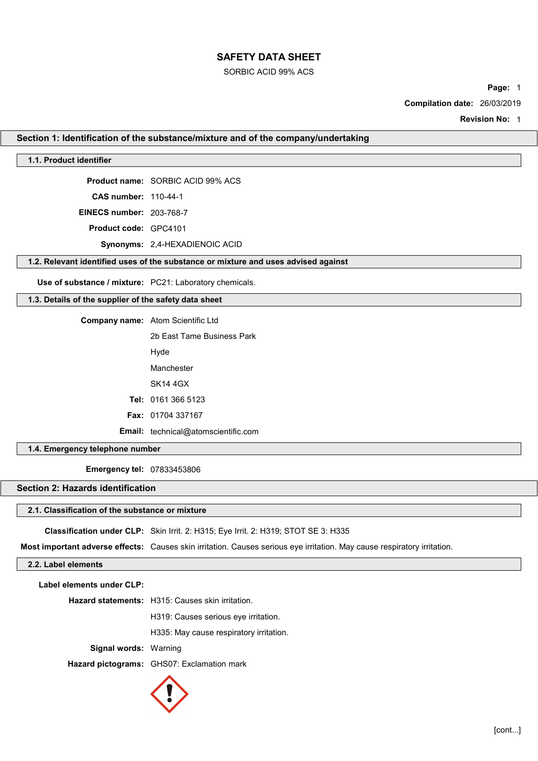# SAFETY DATA SHEET

SORBIC ACID 99% ACS

**Compilation date:** 26/03/2019

**Revision No:** 1

## Section 1: Identification of the substance/mixture and of the company/undertaking

### 1.1. Product identifier

**Product name:** SORBIC ACID 99% ACS

**CAS number:** 110-44-1

**EINECS number:** 203-768-7

**Product code:** GPC4101

**Synonyms:** 2,4-HEXADIENOIC ACID

### 1.2. Relevant identified uses of the substance or mixture and uses advised against

**Use of substance / mixture:** PC21: Laboratory chemicals.

### 1.3. Details of the supplier of the safety data sheet

**Company name:** Atom Scientific Ltd

2b East Tame Business Park

Hyde

Manchester

SK14 4GX

**Tel:** 0161 366 5123

**Fax:** 01704 337167

**Email:** technical@atomscientific.com

### 1.4. Emergency telephone number

**Emergency tel:** 07833453806

## Section 2: Hazards identification

### 2.1. Classification of the substance or mixture

**Classification under CLP:** Skin Irrit. 2: H315; Eye Irrit. 2: H319; STOT SE 3: H335

**Most important adverse effects:** Causes skin irritation. Causes serious eye irritation. May cause respiratory irritation.

### 2.2. Label elements

**Label elements under CLP:**

**Hazard statements:** H315: Causes skin irritation.

H319: Causes serious eye irritation.

H335: May cause respiratory irritation.

**Signal words:** Warning

**Hazard pictograms:** GHS07: Exclamation mark

[cont...]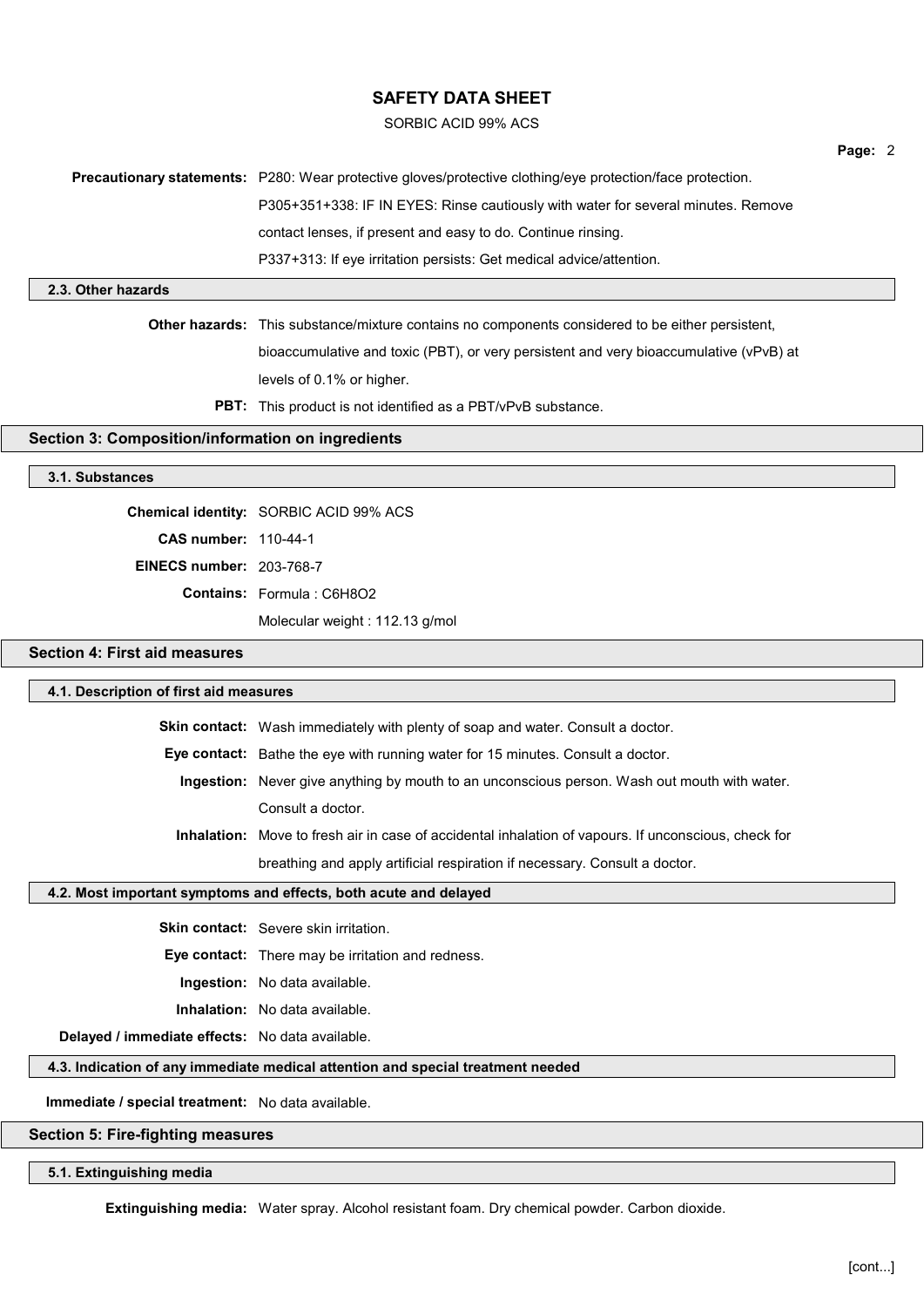**Precautionary statements:** P280: Wear protective gloves/protective clothing/eye protection/face protection.
P305+351+338: IF IN EYES: Rinse cautiously with water for several minutes. Remove contact lenses, if present and easy to do. Continue rinsing.
P337+313: If eye irritation persists: Get medical advice/attention.

### 2.3. Other hazards

**Other hazards:** This substance/mixture contains no components considered to be either persistent, bioaccumulative and toxic (PBT), or very persistent and very bioaccumulative (vPvB) at levels of 0.1% or higher.

**PBT:** This product is not identified as a PBT/vPvB substance.

## Section 3: Composition/information on ingredients

### 3.1. Substances

**Chemical identity:** SORBIC ACID 99% ACS

**CAS number:** 110-44-1

**EINECS number:** 203-768-7

**Contains:** Formula : $C_6H_8O_2$
Molecular weight : 112.13 g/mol

## Section 4: First aid measures

### 4.1. Description of first aid measures

**Skin contact:** Wash immediately with plenty of soap and water. Consult a doctor.

**Eye contact:** Bathe the eye with running water for 15 minutes. Consult a doctor.

**Ingestion:** Never give anything by mouth to an unconscious person. Wash out mouth with water. Consult a doctor.

**Inhalation:** Move to fresh air in case of accidental inhalation of vapours. If unconscious, check for breathing and apply artificial respiration if necessary. Consult a doctor.

### 4.2. Most important symptoms and effects, both acute and delayed

**Skin contact:** Severe skin irritation.

**Eye contact:** There may be irritation and redness.

**Ingestion:** No data available.

**Inhalation:** No data available.

**Delayed / immediate effects:** No data available.

### 4.3. Indication of any immediate medical attention and special treatment needed

**Immediate / special treatment:** No data available.

## Section 5: Fire-fighting measures

### 5.1. Extinguishing media

**Extinguishing media:** Water spray. Alcohol resistant foam. Dry chemical powder. Carbon dioxide.

[cont...]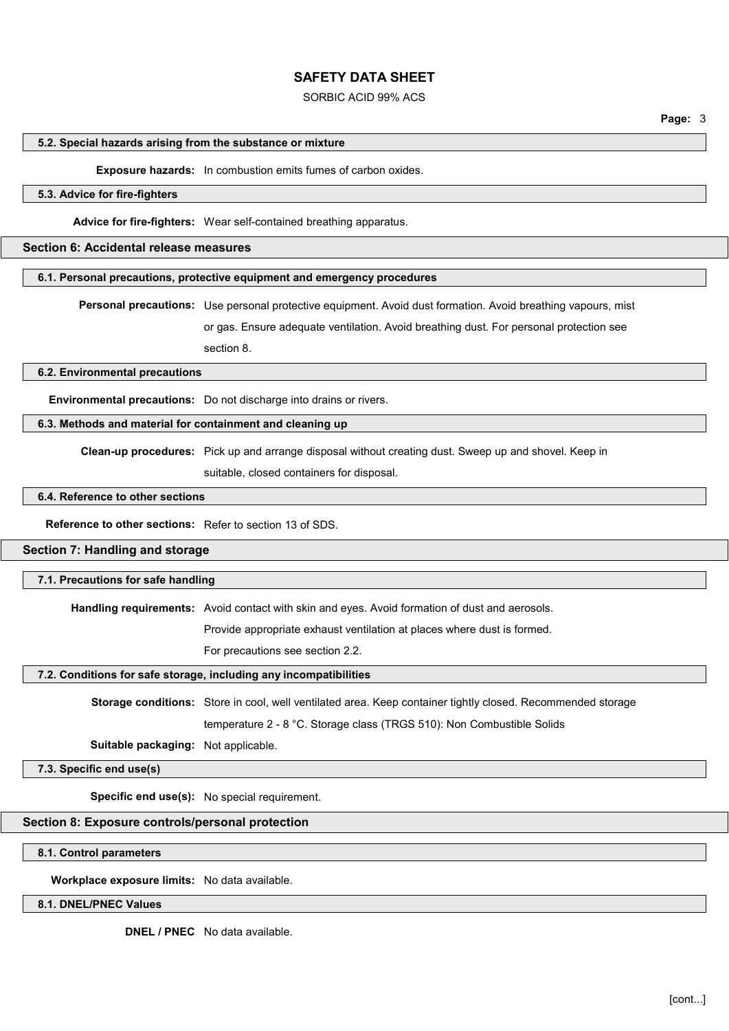### 5.2. Special hazards arising from the substance or mixture

**Exposure hazards:** In combustion emits fumes of carbon oxides.

### 5.3. Advice for fire-fighters

**Advice for fire-fighters:** Wear self-contained breathing apparatus.

## Section 6: Accidental release measures

### 6.1. Personal precautions, protective equipment and emergency procedures

**Personal precautions:** Use personal protective equipment. Avoid dust formation. Avoid breathing vapours, mist or gas. Ensure adequate ventilation. Avoid breathing dust. For personal protection see section 8.

### 6.2. Environmental precautions

**Environmental precautions:** Do not discharge into drains or rivers.

### 6.3. Methods and material for containment and cleaning up

**Clean-up procedures:** Pick up and arrange disposal without creating dust. Sweep up and shovel. Keep in suitable, closed containers for disposal.

### 6.4. Reference to other sections

**Reference to other sections:** Refer to section 13 of SDS.

## Section 7: Handling and storage

### 7.1. Precautions for safe handling

**Handling requirements:** Avoid contact with skin and eyes. Avoid formation of dust and aerosols.
Provide appropriate exhaust ventilation at places where dust is formed.
For precautions see section 2.2.

### 7.2. Conditions for safe storage, including any incompatibilities

**Storage conditions:** Store in cool, well ventilated area. Keep container tightly closed. Recommended storage temperature 2 - 8 °C. Storage class (TRGS 510): Non Combustible Solids

**Suitable packaging:** Not applicable.

### 7.3. Specific end use(s)

**Specific end use(s):** No special requirement.

## Section 8: Exposure controls/personal protection

### 8.1. Control parameters

**Workplace exposure limits:** No data available.

### 8.1. DNEL/PNEC Values

**DNEL / PNEC** No data available.

[cont...]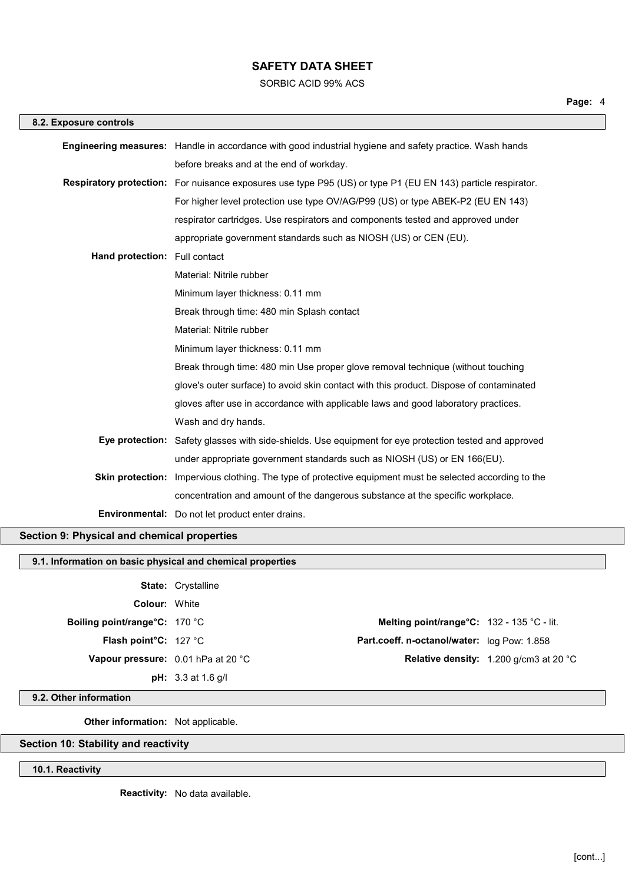### 8.2. Exposure controls

**Engineering measures:** Handle in accordance with good industrial hygiene and safety practice. Wash hands before breaks and at the end of workday.

**Respiratory protection:** For nuisance exposures use type P95 (US) or type P1 (EU EN 143) particle respirator. For higher level protection use type OV/AG/P99 (US) or type ABEK-P2 (EU EN 143) respirator cartridges. Use respirators and components tested and approved under appropriate government standards such as NIOSH (US) or CEN (EU).

**Hand protection:** Full contact
Material: Nitrile rubber
Minimum layer thickness: 0.11 mm
Break through time: 480 min Splash contact
Material: Nitrile rubber
Minimum layer thickness: 0.11 mm
Break through time: 480 min Use proper glove removal technique (without touching glove's outer surface) to avoid skin contact with this product. Dispose of contaminated gloves after use in accordance with applicable laws and good laboratory practices.
Wash and dry hands.

**Eye protection:** Safety glasses with side-shields. Use equipment for eye protection tested and approved under appropriate government standards such as NIOSH (US) or EN 166(EU).

**Skin protection:** Impervious clothing. The type of protective equipment must be selected according to the concentration and amount of the dangerous substance at the specific workplace.

**Environmental:** Do not let product enter drains.

## Section 9: Physical and chemical properties

### 9.1. Information on basic physical and chemical properties

**State:** Crystalline

**Colour:** White

**Boiling point/range°C:** 170 °C

**Melting point/range°C:** 132 - 135 °C - lit.

**Flash point°C:** 127 °C

**Part.coeff. n-octanol/water:** log Pow: 1.858

**Vapour pressure:** 0.01 hPa at 20 °C

**Relative density:** 1.200 g/cm3 at 20 °C

**pH:** 3.3 at 1.6 g/l

### 9.2. Other information

**Other information:** Not applicable.

## Section 10: Stability and reactivity

### 10.1. Reactivity

**Reactivity:** No data available.

[cont...]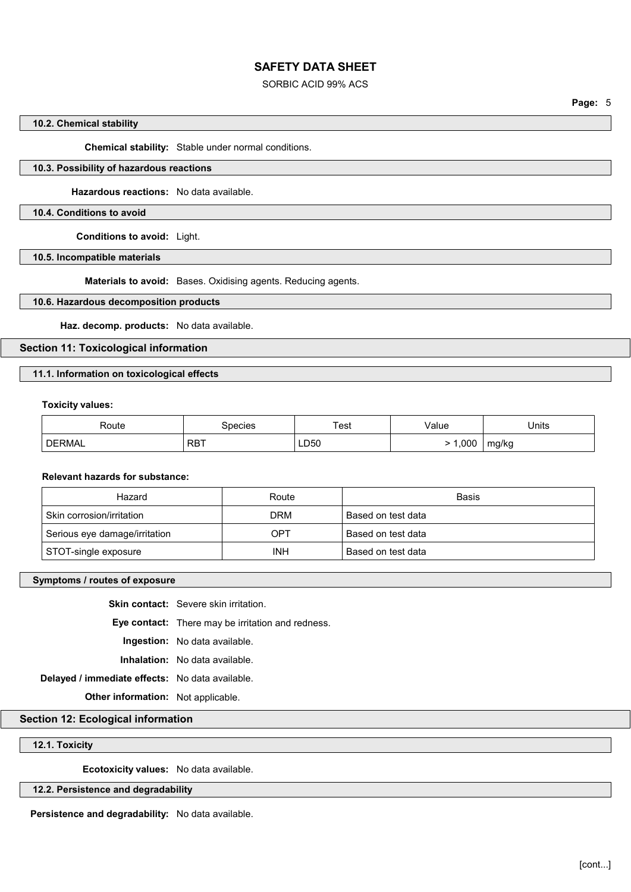### 10.2. Chemical stability

**Chemical stability:** Stable under normal conditions.

### 10.3. Possibility of hazardous reactions

**Hazardous reactions:** No data available.

### 10.4. Conditions to avoid

**Conditions to avoid:** Light.

### 10.5. Incompatible materials

**Materials to avoid:** Bases. Oxidising agents. Reducing agents.

### 10.6. Hazardous decomposition products

**Haz. decomp. products:** No data available.

## Section 11: Toxicological information

### 11.1. Information on toxicological effects

**Toxicity values:**

| Route | Species | Test | Value | Units |
|---|---|---|---|---|
| DERMAL | RBT | LD50 | > 1,000 | mg/kg |

**Relevant hazards for substance:**

| Hazard | Route | Basis |
|---|---|---|
| Skin corrosion/irritation | DRM | Based on test data |
| Serious eye damage/irritation | OPT | Based on test data |
| STOT-single exposure | INH | Based on test data |

### Symptoms / routes of exposure

**Skin contact:** Severe skin irritation.

**Eye contact:** There may be irritation and redness.

**Ingestion:** No data available.

**Inhalation:** No data available.

**Delayed / immediate effects:** No data available.

**Other information:** Not applicable.

## Section 12: Ecological information

### 12.1. Toxicity

**Ecotoxicity values:** No data available.

### 12.2. Persistence and degradability

**Persistence and degradability:** No data available.

[cont...]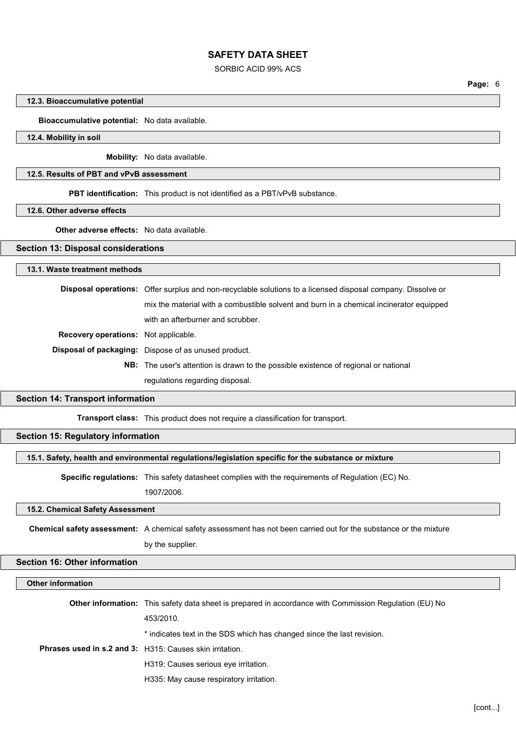### 12.3. Bioaccumulative potential

**Bioaccumulative potential:** No data available.

### 12.4. Mobility in soil

**Mobility:** No data available.

### 12.5. Results of PBT and vPvB assessment

**PBT identification:** This product is not identified as a PBT/vPvB substance.

### 12.6. Other adverse effects

**Other adverse effects:** No data available.

## Section 13: Disposal considerations

### 13.1. Waste treatment methods

**Disposal operations:** Offer surplus and non-recyclable solutions to a licensed disposal company. Dissolve or mix the material with a combustible solvent and burn in a chemical incinerator equipped with an afterburner and scrubber.

**Recovery operations:** Not applicable.

**Disposal of packaging:** Dispose of as unused product.

**NB:** The user's attention is drawn to the possible existence of regional or national regulations regarding disposal.

## Section 14: Transport information

**Transport class:** This product does not require a classification for transport.

## Section 15: Regulatory information

### 15.1. Safety, health and environmental regulations/legislation specific for the substance or mixture

**Specific regulations:** This safety datasheet complies with the requirements of Regulation (EC) No. 1907/2006.

### 15.2. Chemical Safety Assessment

**Chemical safety assessment:** A chemical safety assessment has not been carried out for the substance or the mixture by the supplier.

## Section 16: Other information

### Other information

**Other information:** This safety data sheet is prepared in accordance with Commission Regulation (EU) No 453/2010.

* indicates text in the SDS which has changed since the last revision.

**Phrases used in s.2 and 3:** H315: Causes skin irritation.

H319: Causes serious eye irritation.

H335: May cause respiratory irritation.

[cont...]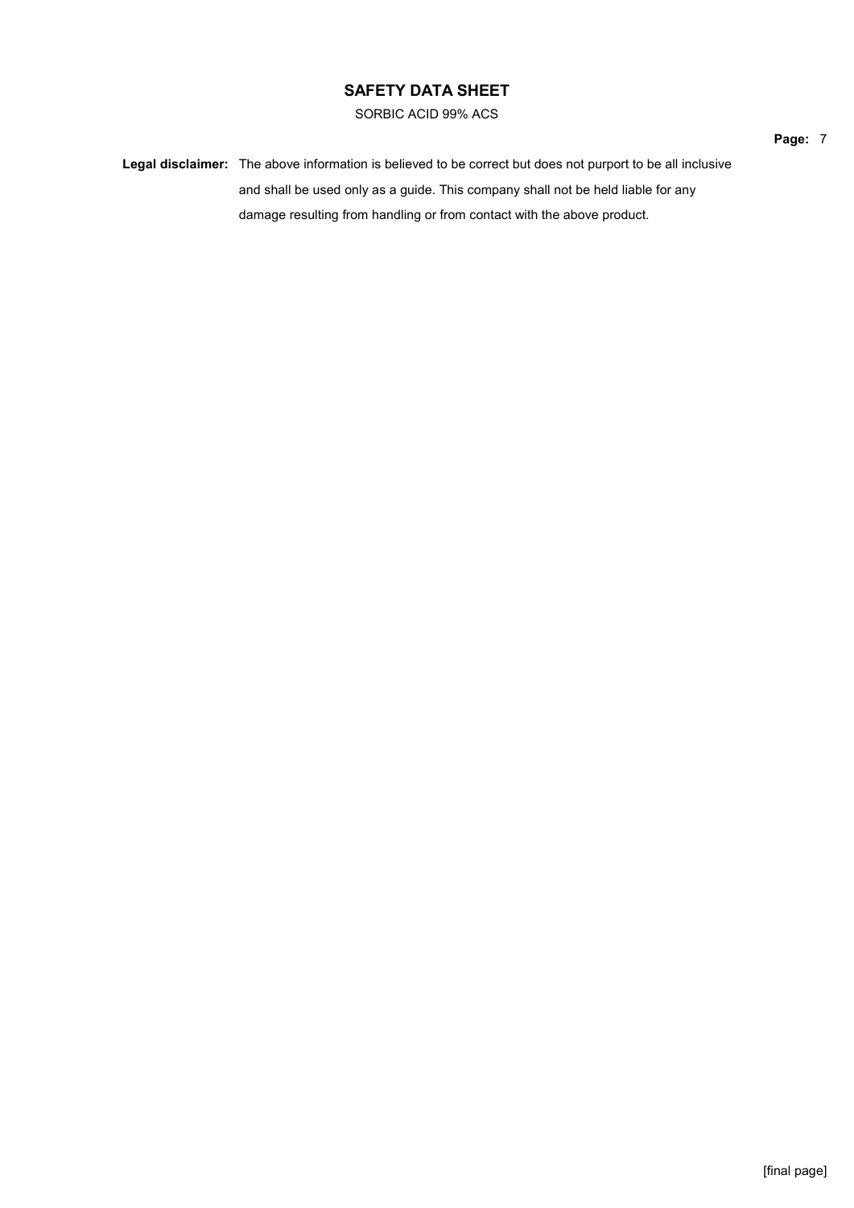**Legal disclaimer:** The above information is believed to be correct but does not purport to be all inclusive and shall be used only as a guide. This company shall not be held liable for any damage resulting from handling or from contact with the above product.

[final page]